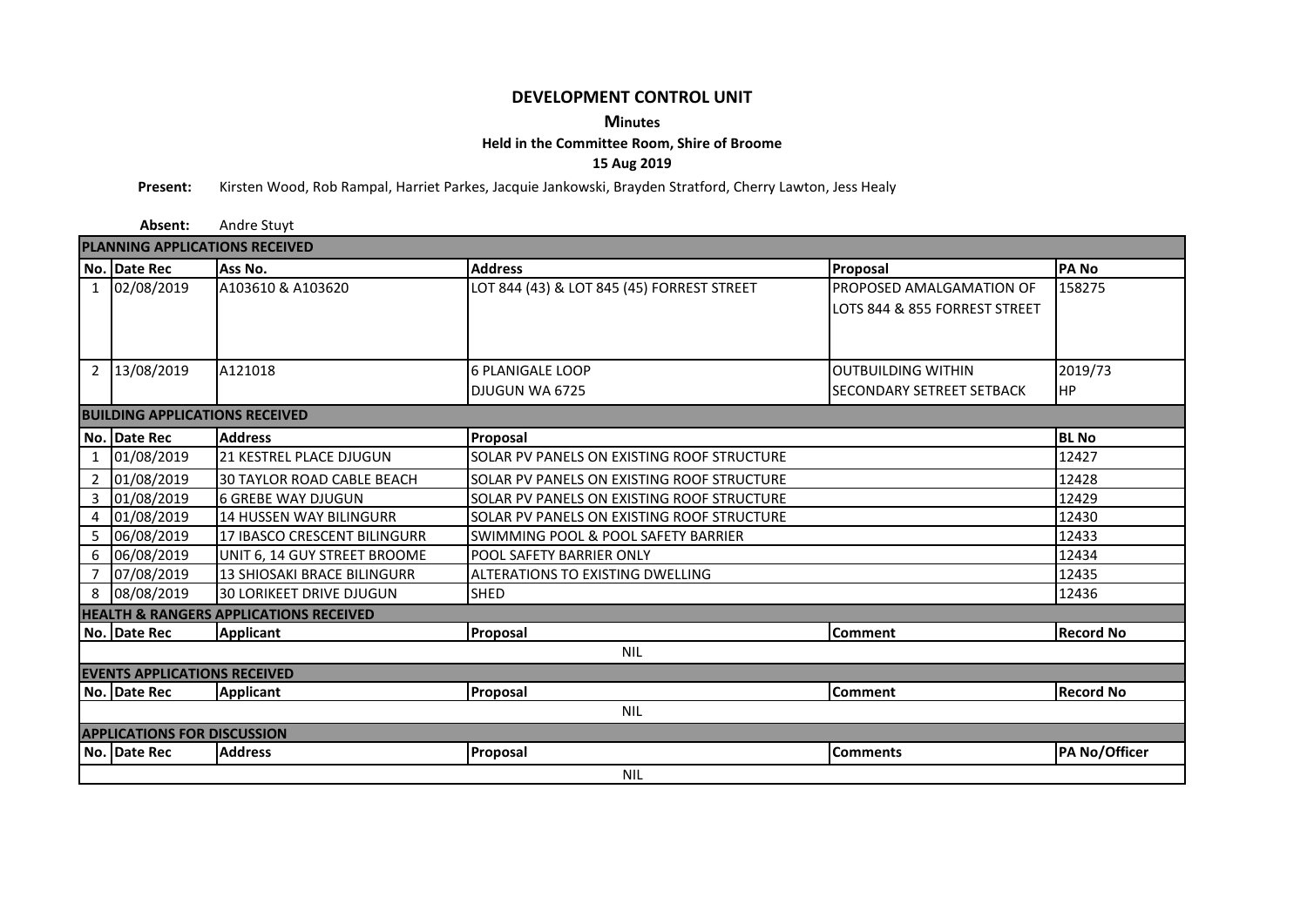# DEVELOPMENT CONTROL UNIT

**Minutes**

**Held in the Committee Room, Shire of Broome**

**15 Aug 2019**

**Present:** Kirsten Wood, Rob Rampal, Harriet Parkes, Jacquie Jankowski, Brayden Stratford, Cherry Lawton, Jess Healy

**Absent:** Andre Stuyt

## PLANNING APPLICATIONS RECEIVED

| No. | Date Rec | Ass No. | Address | Proposal | PA No |
|---|---|---|---|---|---|
| 1 | 02/08/2019 | A103610 & A103620 | LOT 844 (43) & LOT 845 (45) FORREST STREET | PROPOSED AMALGAMATION OF LOTS 844 & 855 FORREST STREET | 158275 |
| 2 | 13/08/2019 | A121018 | 6 PLANIGALE LOOP DJUGUN WA 6725 | OUTBUILDING WITHIN SECONDARY SETREET SETBACK | 2019/73 HP |

## BUILDING APPLICATIONS RECEIVED

| No. | Date Rec | Address | Proposal | BL No |
|---|---|---|---|---|
| 1 | 01/08/2019 | 21 KESTREL PLACE DJUGUN | SOLAR PV PANELS ON EXISTING ROOF STRUCTURE | 12427 |
| 2 | 01/08/2019 | 30 TAYLOR ROAD CABLE BEACH | SOLAR PV PANELS ON EXISTING ROOF STRUCTURE | 12428 |
| 3 | 01/08/2019 | 6 GREBE WAY DJUGUN | SOLAR PV PANELS ON EXISTING ROOF STRUCTURE | 12429 |
| 4 | 01/08/2019 | 14 HUSSEN WAY BILINGURR | SOLAR PV PANELS ON EXISTING ROOF STRUCTURE | 12430 |
| 5 | 06/08/2019 | 17 IBASCO CRESCENT BILINGURR | SWIMMING POOL & POOL SAFETY BARRIER | 12433 |
| 6 | 06/08/2019 | UNIT 6, 14 GUY STREET BROOME | POOL SAFETY BARRIER ONLY | 12434 |
| 7 | 07/08/2019 | 13 SHIOSAKI BRACE BILINGURR | ALTERATIONS TO EXISTING DWELLING | 12435 |
| 8 | 08/08/2019 | 30 LORIKEET DRIVE DJUGUN | SHED | 12436 |

## HEALTH & RANGERS APPLICATIONS RECEIVED

| No. | Date Rec | Applicant | Proposal | Comment | Record No |
|---|---|---|---|---|---|
| | | | NIL | | |

## EVENTS APPLICATIONS RECEIVED

| No. | Date Rec | Applicant | Proposal | Comment | Record No |
|---|---|---|---|---|---|
| | | | NIL | | |

## APPLICATIONS FOR DISCUSSION

| No. | Date Rec | Address | Proposal | Comments | PA No/Officer |
|---|---|---|---|---|---|
| | | | NIL | | |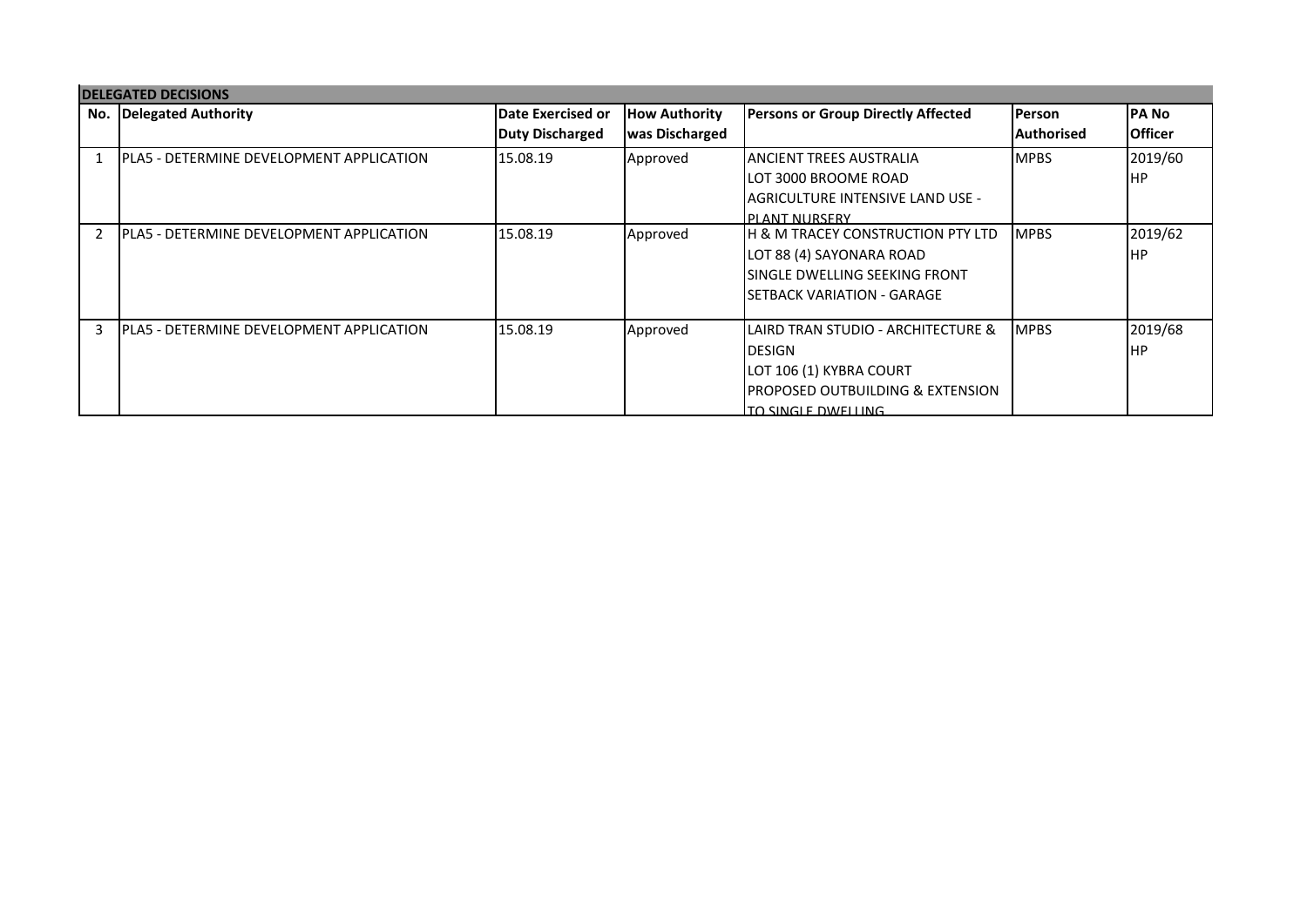| DELEGATED DECISIONS | | | | | | |
|---|---|---|---|---|---|---|
| **No.** | **Delegated Authority** | **Date Exercised or Duty Discharged** | **How Authority was Discharged** | **Persons or Group Directly Affected** | **Person Authorised** | **PA No Officer** |
| 1 | PLA5 - DETERMINE DEVELOPMENT APPLICATION | 15.08.19 | Approved | ANCIENT TREES AUSTRALIA<br>LOT 3000 BROOME ROAD<br>AGRICULTURE INTENSIVE LAND USE - PLANT NURSERY | MPBS | 2019/60<br>HP |
| 2 | PLA5 - DETERMINE DEVELOPMENT APPLICATION | 15.08.19 | Approved | H & M TRACEY CONSTRUCTION PTY LTD<br>LOT 88 (4) SAYONARA ROAD<br>SINGLE DWELLING SEEKING FRONT SETBACK VARIATION - GARAGE | MPBS | 2019/62<br>HP |
| 3 | PLA5 - DETERMINE DEVELOPMENT APPLICATION | 15.08.19 | Approved | LAIRD TRAN STUDIO - ARCHITECTURE & DESIGN<br>LOT 106 (1) KYBRA COURT<br>PROPOSED OUTBUILDING & EXTENSION TO SINGLE DWELLING | MPBS | 2019/68<br>HP |